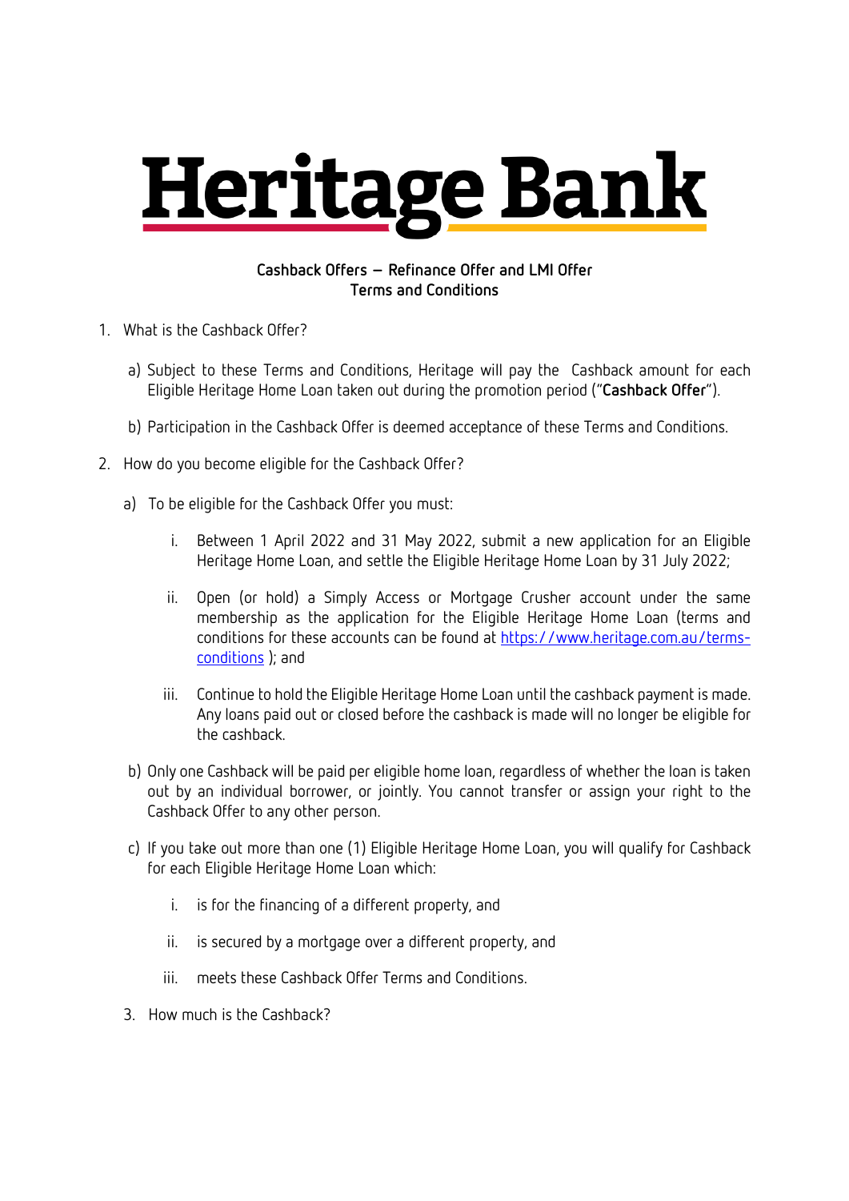# Heritage Bank

**Cashback Offers – Refinance Offer and LMI Offer**
**Terms and Conditions**

1. What is the Cashback Offer?

   a) Subject to these Terms and Conditions, Heritage will pay the Cashback amount for each Eligible Heritage Home Loan taken out during the promotion period ("**Cashback Offer**").

   b) Participation in the Cashback Offer is deemed acceptance of these Terms and Conditions.

2. How do you become eligible for the Cashback Offer?

   a) To be eligible for the Cashback Offer you must:

      i. Between 1 April 2022 and 31 May 2022, submit a new application for an Eligible Heritage Home Loan, and settle the Eligible Heritage Home Loan by 31 July 2022;

      ii. Open (or hold) a Simply Access or Mortgage Crusher account under the same membership as the application for the Eligible Heritage Home Loan (terms and conditions for these accounts can be found at [https://www.heritage.com.au/terms-conditions](https://www.heritage.com.au/terms-conditions) ); and

      iii. Continue to hold the Eligible Heritage Home Loan until the cashback payment is made. Any loans paid out or closed before the cashback is made will no longer be eligible for the cashback.

   b) Only one Cashback will be paid per eligible home loan, regardless of whether the loan is taken out by an individual borrower, or jointly. You cannot transfer or assign your right to the Cashback Offer to any other person.

   c) If you take out more than one (1) Eligible Heritage Home Loan, you will qualify for Cashback for each Eligible Heritage Home Loan which:

      i. is for the financing of a different property, and

      ii. is secured by a mortgage over a different property, and

      iii. meets these Cashback Offer Terms and Conditions.

3. How much is the Cashback?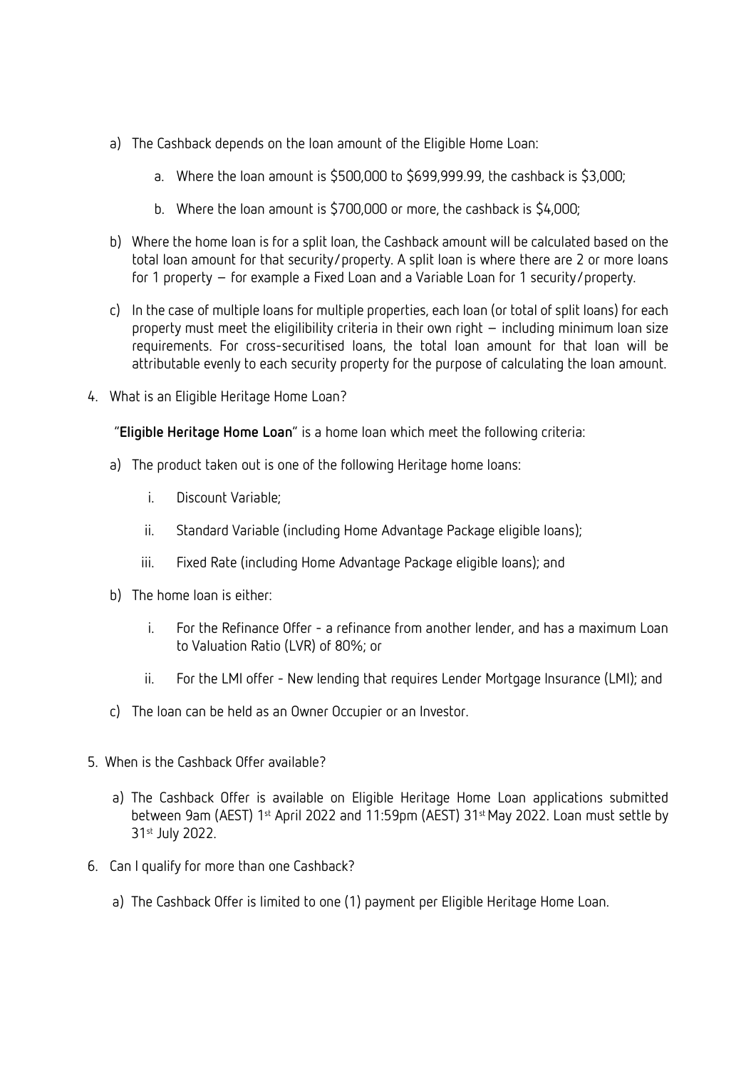a) The Cashback depends on the loan amount of the Eligible Home Loan:

   a. Where the loan amount is $500,000 to $699,999.99, the cashback is $3,000;

   b. Where the loan amount is $700,000 or more, the cashback is $4,000;

b) Where the home loan is for a split loan, the Cashback amount will be calculated based on the total loan amount for that security/property. A split loan is where there are 2 or more loans for 1 property – for example a Fixed Loan and a Variable Loan for 1 security/property.

c) In the case of multiple loans for multiple properties, each loan (or total of split loans) for each property must meet the eligilibility criteria in their own right – including minimum loan size requirements. For cross-securitised loans, the total loan amount for that loan will be attributable evenly to each security property for the purpose of calculating the loan amount.

4. What is an Eligible Heritage Home Loan?

   "**Eligible Heritage Home Loan**" is a home loan which meet the following criteria:

   a) The product taken out is one of the following Heritage home loans:

      i. Discount Variable;

      ii. Standard Variable (including Home Advantage Package eligible loans);

      iii. Fixed Rate (including Home Advantage Package eligible loans); and

   b) The home loan is either:

      i. For the Refinance Offer - a refinance from another lender, and has a maximum Loan to Valuation Ratio (LVR) of 80%; or

      ii. For the LMI offer - New lending that requires Lender Mortgage Insurance (LMI); and

   c) The loan can be held as an Owner Occupier or an Investor.

5. When is the Cashback Offer available?

   a) The Cashback Offer is available on Eligible Heritage Home Loan applications submitted between 9am (AEST) 1st April 2022 and 11:59pm (AEST) 31st May 2022. Loan must settle by 31st July 2022.

6. Can I qualify for more than one Cashback?

   a) The Cashback Offer is limited to one (1) payment per Eligible Heritage Home Loan.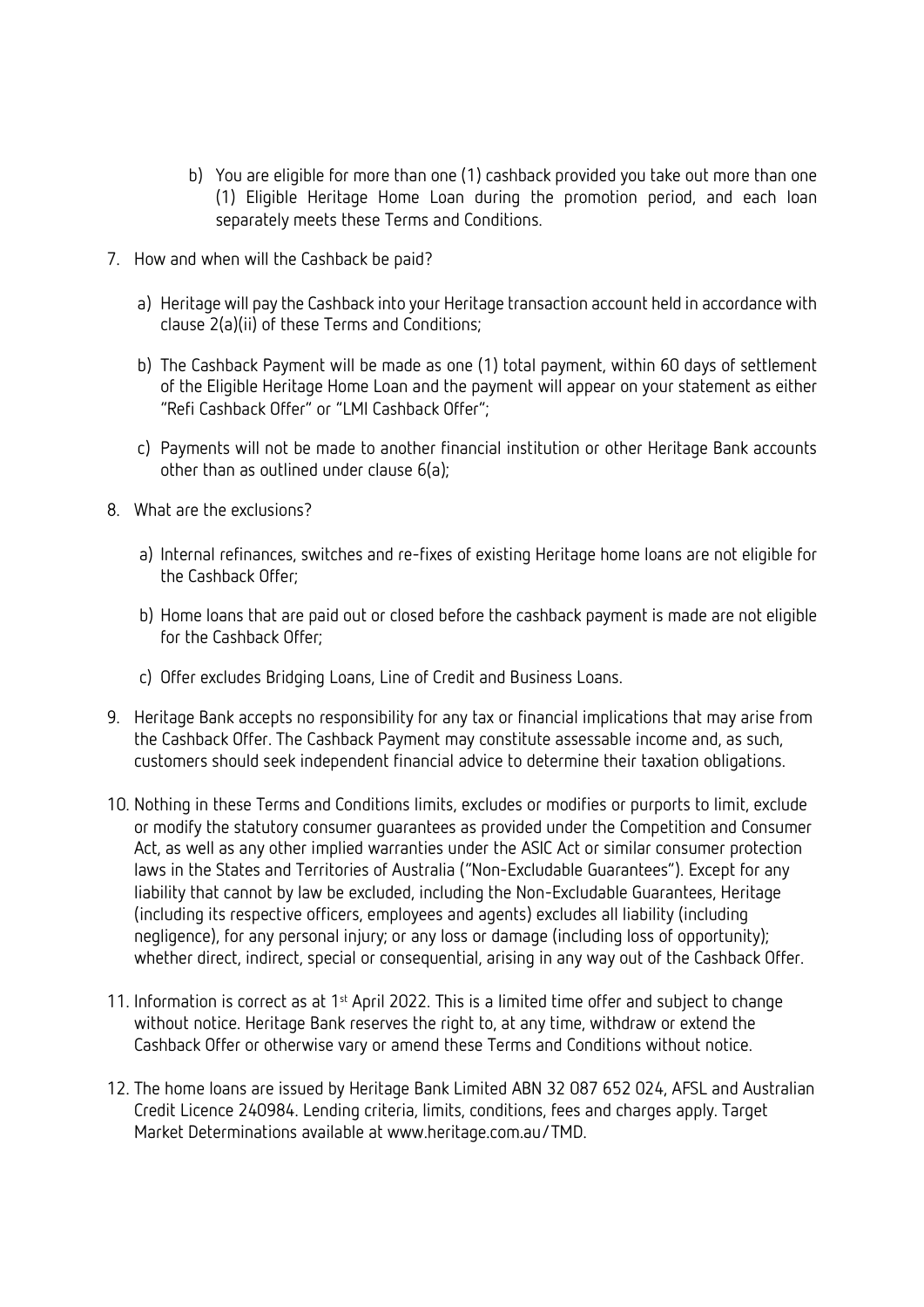b) You are eligible for more than one (1) cashback provided you take out more than one (1) Eligible Heritage Home Loan during the promotion period, and each loan separately meets these Terms and Conditions.

7. How and when will the Cashback be paid?

   a) Heritage will pay the Cashback into your Heritage transaction account held in accordance with clause 2(a)(ii) of these Terms and Conditions;

   b) The Cashback Payment will be made as one (1) total payment, within 60 days of settlement of the Eligible Heritage Home Loan and the payment will appear on your statement as either "Refi Cashback Offer" or "LMI Cashback Offer";

   c) Payments will not be made to another financial institution or other Heritage Bank accounts other than as outlined under clause 6(a);

8. What are the exclusions?

   a) Internal refinances, switches and re-fixes of existing Heritage home loans are not eligible for the Cashback Offer;

   b) Home loans that are paid out or closed before the cashback payment is made are not eligible for the Cashback Offer;

   c) Offer excludes Bridging Loans, Line of Credit and Business Loans.

9. Heritage Bank accepts no responsibility for any tax or financial implications that may arise from the Cashback Offer. The Cashback Payment may constitute assessable income and, as such, customers should seek independent financial advice to determine their taxation obligations.

10. Nothing in these Terms and Conditions limits, excludes or modifies or purports to limit, exclude or modify the statutory consumer guarantees as provided under the Competition and Consumer Act, as well as any other implied warranties under the ASIC Act or similar consumer protection laws in the States and Territories of Australia ("Non-Excludable Guarantees"). Except for any liability that cannot by law be excluded, including the Non-Excludable Guarantees, Heritage (including its respective officers, employees and agents) excludes all liability (including negligence), for any personal injury; or any loss or damage (including loss of opportunity); whether direct, indirect, special or consequential, arising in any way out of the Cashback Offer.

11. Information is correct as at 1st April 2022. This is a limited time offer and subject to change without notice. Heritage Bank reserves the right to, at any time, withdraw or extend the Cashback Offer or otherwise vary or amend these Terms and Conditions without notice.

12. The home loans are issued by Heritage Bank Limited ABN 32 087 652 024, AFSL and Australian Credit Licence 240984. Lending criteria, limits, conditions, fees and charges apply. Target Market Determinations available at www.heritage.com.au/TMD.